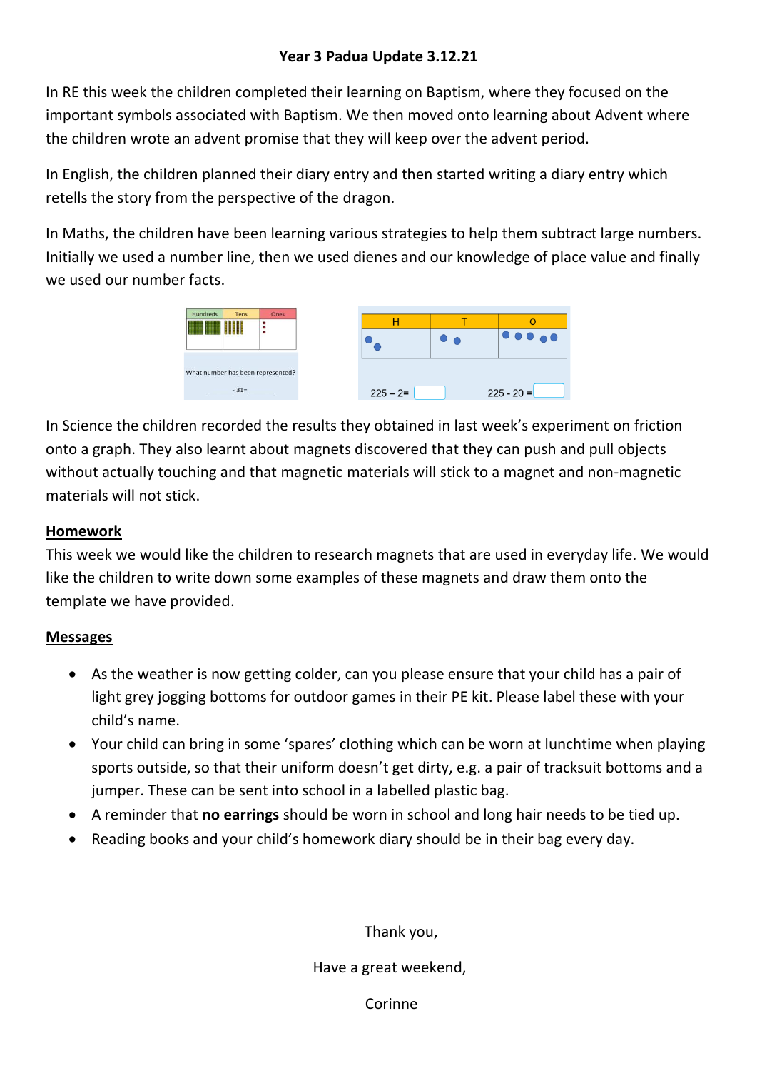# Year 3 Padua Update 3.12.21

In RE this week the children completed their learning on Baptism, where they focused on the important symbols associated with Baptism. We then moved onto learning about Advent where the children wrote an advent promise that they will keep over the advent period.

In English, the children planned their diary entry and then started writing a diary entry which retells the story from the perspective of the dragon.

In Maths, the children have been learning various strategies to help them subtract large numbers. Initially we used a number line, then we used dienes and our knowledge of place value and finally we used our number facts.

| Hundreds | Tens | Ones |
| --- | --- | --- |
| | | |

What number has been represented?

\_\_\_\_\_\_ - 31= \_\_\_\_\_\_

| H | T | O |
| --- | --- | --- |
| ● ● | ● ● | ● ● ● ● ● |

225 – 2= 

225 - 20 =

In Science the children recorded the results they obtained in last week's experiment on friction onto a graph. They also learnt about magnets discovered that they can push and pull objects without actually touching and that magnetic materials will stick to a magnet and non-magnetic materials will not stick.

## Homework

This week we would like the children to research magnets that are used in everyday life. We would like the children to write down some examples of these magnets and draw them onto the template we have provided.

## Messages

- As the weather is now getting colder, can you please ensure that your child has a pair of light grey jogging bottoms for outdoor games in their PE kit. Please label these with your child's name.
- Your child can bring in some 'spares' clothing which can be worn at lunchtime when playing sports outside, so that their uniform doesn't get dirty, e.g. a pair of tracksuit bottoms and a jumper. These can be sent into school in a labelled plastic bag.
- A reminder that **no earrings** should be worn in school and long hair needs to be tied up.
- Reading books and your child's homework diary should be in their bag every day.

Thank you,

Have a great weekend,

Corinne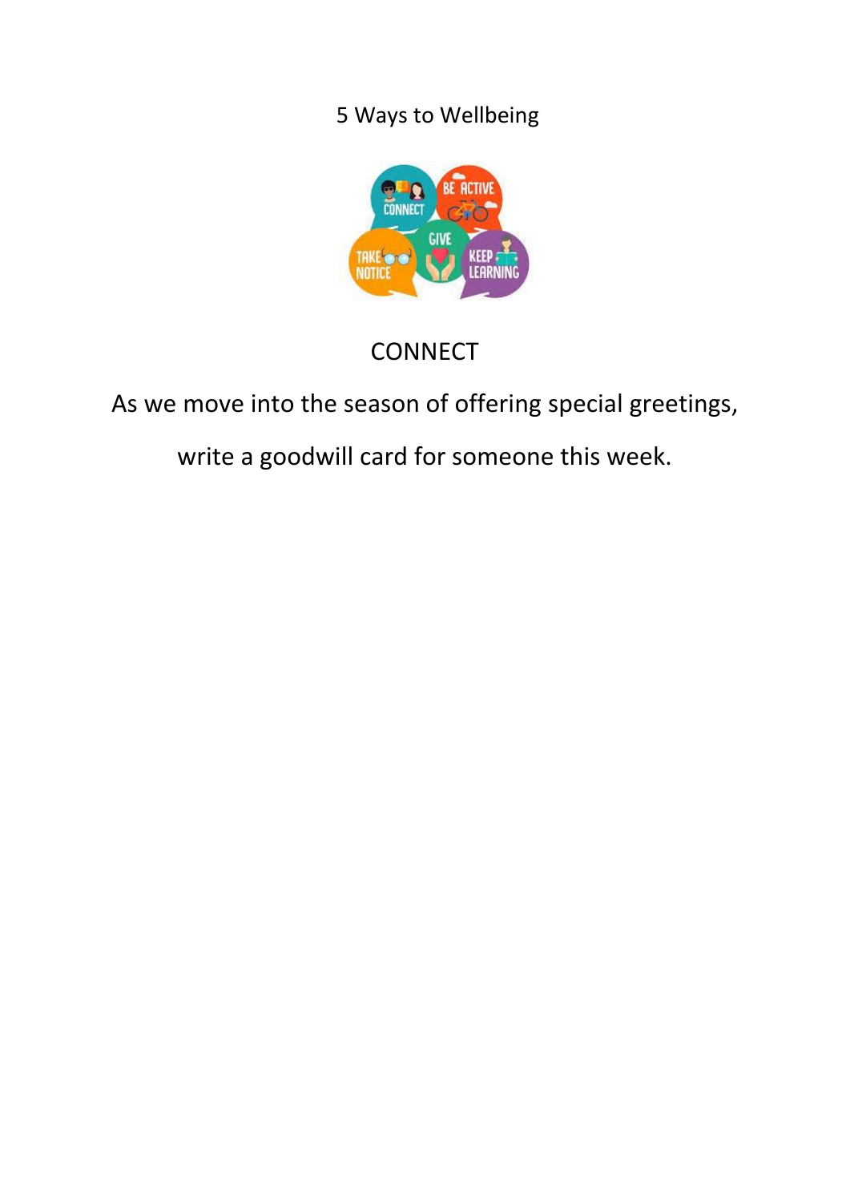5 Ways to Wellbeing

CONNECT

As we move into the season of offering special greetings,

write a goodwill card for someone this week.